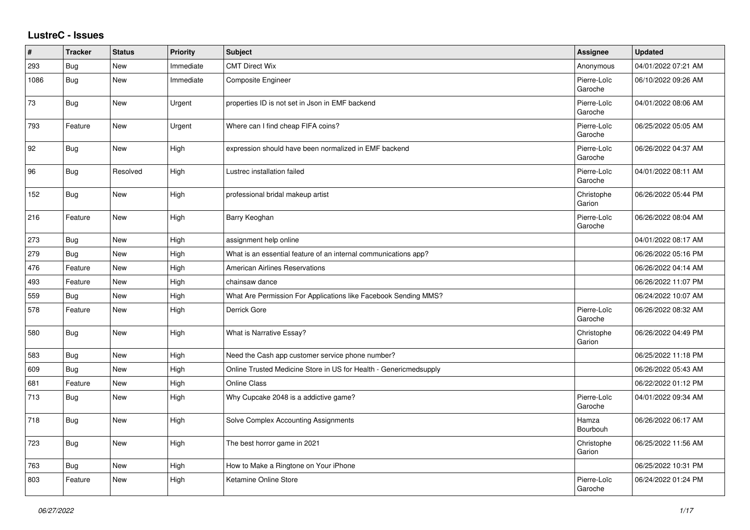# LustreC - Issues

| # | Tracker | Status | Priority | Subject | Assignee | Updated |
|---|---|---|---|---|---|---|
| 293 | Bug | New | Immediate | CMT Direct Wix | Anonymous | 04/01/2022 07:21 AM |
| 1086 | Bug | New | Immediate | Composite Engineer | Pierre-Loïc Garoche | 06/10/2022 09:26 AM |
| 73 | Bug | New | Urgent | properties ID is not set in Json in EMF backend | Pierre-Loïc Garoche | 04/01/2022 08:06 AM |
| 793 | Feature | New | Urgent | Where can I find cheap FIFA coins? | Pierre-Loïc Garoche | 06/25/2022 05:05 AM |
| 92 | Bug | New | High | expression should have been normalized in EMF backend | Pierre-Loïc Garoche | 06/26/2022 04:37 AM |
| 96 | Bug | Resolved | High | Lustrec installation failed | Pierre-Loïc Garoche | 04/01/2022 08:11 AM |
| 152 | Bug | New | High | professional bridal makeup artist | Christophe Garion | 06/26/2022 05:44 PM |
| 216 | Feature | New | High | Barry Keoghan | Pierre-Loïc Garoche | 06/26/2022 08:04 AM |
| 273 | Bug | New | High | assignment help online | | 04/01/2022 08:17 AM |
| 279 | Bug | New | High | What is an essential feature of an internal communications app? | | 06/26/2022 05:16 PM |
| 476 | Feature | New | High | American Airlines Reservations | | 06/26/2022 04:14 AM |
| 493 | Feature | New | High | chainsaw dance | | 06/26/2022 11:07 PM |
| 559 | Bug | New | High | What Are Permission For Applications like Facebook Sending MMS? | | 06/24/2022 10:07 AM |
| 578 | Feature | New | High | Derrick Gore | Pierre-Loïc Garoche | 06/26/2022 08:32 AM |
| 580 | Bug | New | High | What is Narrative Essay? | Christophe Garion | 06/26/2022 04:49 PM |
| 583 | Bug | New | High | Need the Cash app customer service phone number? | | 06/25/2022 11:18 PM |
| 609 | Bug | New | High | Online Trusted Medicine Store in US for Health - Genericmedsupply | | 06/26/2022 05:43 AM |
| 681 | Feature | New | High | Online Class | | 06/22/2022 01:12 PM |
| 713 | Bug | New | High | Why Cupcake 2048 is a addictive game? | Pierre-Loïc Garoche | 04/01/2022 09:34 AM |
| 718 | Bug | New | High | Solve Complex Accounting Assignments | Hamza Bourbouh | 06/26/2022 06:17 AM |
| 723 | Bug | New | High | The best horror game in 2021 | Christophe Garion | 06/25/2022 11:56 AM |
| 763 | Bug | New | High | How to Make a Ringtone on Your iPhone | | 06/25/2022 10:31 PM |
| 803 | Feature | New | High | Ketamine Online Store | Pierre-Loïc Garoche | 06/24/2022 01:24 PM |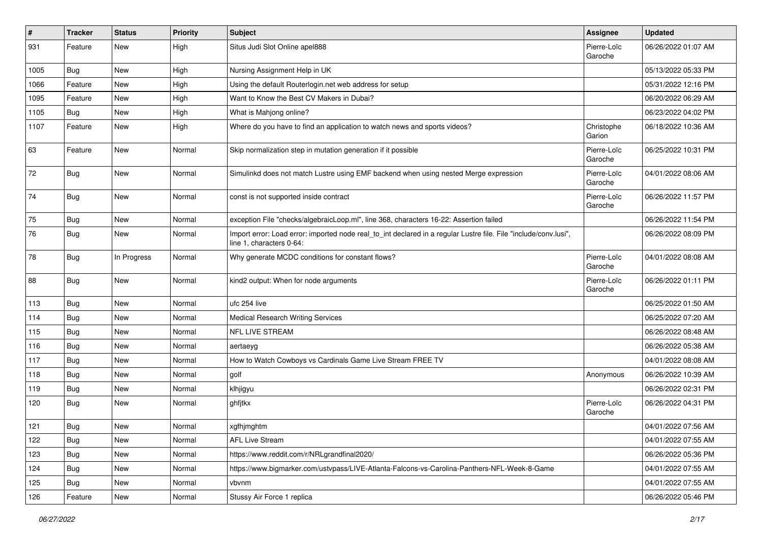| # | Tracker | Status | Priority | Subject | Assignee | Updated |
|---|---|---|---|---|---|---|
| 931 | Feature | New | High | Situs Judi Slot Online apel888 | Pierre-Loïc Garoche | 06/26/2022 01:07 AM |
| 1005 | Bug | New | High | Nursing Assignment Help in UK | | 05/13/2022 05:33 PM |
| 1066 | Feature | New | High | Using the default Routerlogin.net web address for setup | | 05/31/2022 12:16 PM |
| 1095 | Feature | New | High | Want to Know the Best CV Makers in Dubai? | | 06/20/2022 06:29 AM |
| 1105 | Bug | New | High | What is Mahjong online? | | 06/23/2022 04:02 PM |
| 1107 | Feature | New | High | Where do you have to find an application to watch news and sports videos? | Christophe Garion | 06/18/2022 10:36 AM |
| 63 | Feature | New | Normal | Skip normalization step in mutation generation if it possible | Pierre-Loïc Garoche | 06/25/2022 10:31 PM |
| 72 | Bug | New | Normal | Simulinkd does not match Lustre using EMF backend when using nested Merge expression | Pierre-Loïc Garoche | 04/01/2022 08:06 AM |
| 74 | Bug | New | Normal | const is not supported inside contract | Pierre-Loïc Garoche | 06/26/2022 11:57 PM |
| 75 | Bug | New | Normal | exception File "checks/algebraicLoop.ml", line 368, characters 16-22: Assertion failed | | 06/26/2022 11:54 PM |
| 76 | Bug | New | Normal | Import error: Load error: imported node real_to_int declared in a regular Lustre file. File "include/conv.lusi", line 1, characters 0-64: | | 06/26/2022 08:09 PM |
| 78 | Bug | In Progress | Normal | Why generate MCDC conditions for constant flows? | Pierre-Loïc Garoche | 04/01/2022 08:08 AM |
| 88 | Bug | New | Normal | kind2 output: When for node arguments | Pierre-Loïc Garoche | 06/26/2022 01:11 PM |
| 113 | Bug | New | Normal | ufc 254 live | | 06/25/2022 01:50 AM |
| 114 | Bug | New | Normal | Medical Research Writing Services | | 06/25/2022 07:20 AM |
| 115 | Bug | New | Normal | NFL LIVE STREAM | | 06/26/2022 08:48 AM |
| 116 | Bug | New | Normal | aertaeyg | | 06/26/2022 05:38 AM |
| 117 | Bug | New | Normal | How to Watch Cowboys vs Cardinals Game Live Stream FREE TV | | 04/01/2022 08:08 AM |
| 118 | Bug | New | Normal | golf | Anonymous | 06/26/2022 10:39 AM |
| 119 | Bug | New | Normal | klhjigyu | | 06/26/2022 02:31 PM |
| 120 | Bug | New | Normal | ghfjtkx | Pierre-Loïc Garoche | 06/26/2022 04:31 PM |
| 121 | Bug | New | Normal | xgfhjmghtm | | 04/01/2022 07:56 AM |
| 122 | Bug | New | Normal | AFL Live Stream | | 04/01/2022 07:55 AM |
| 123 | Bug | New | Normal | https://www.reddit.com/r/NRLgrandfinal2020/ | | 06/26/2022 05:36 PM |
| 124 | Bug | New | Normal | https://www.bigmarker.com/ustvpass/LIVE-Atlanta-Falcons-vs-Carolina-Panthers-NFL-Week-8-Game | | 04/01/2022 07:55 AM |
| 125 | Bug | New | Normal | vbvnm | | 04/01/2022 07:55 AM |
| 126 | Feature | New | Normal | Stussy Air Force 1 replica | | 06/26/2022 05:46 PM |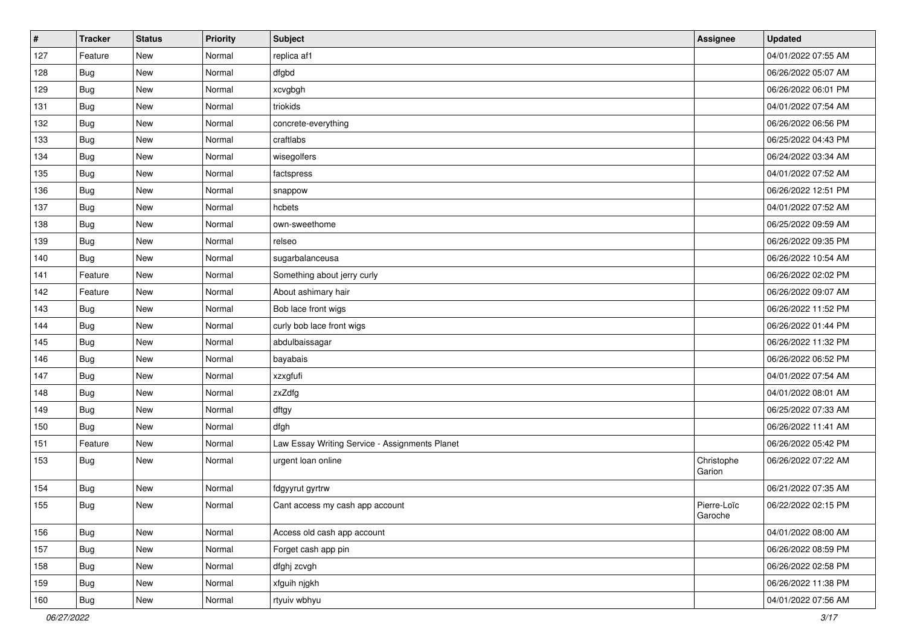| # | Tracker | Status | Priority | Subject | Assignee | Updated |
|---|---|---|---|---|---|---|
| 127 | Feature | New | Normal | replica af1 | | 04/01/2022 07:55 AM |
| 128 | Bug | New | Normal | dfgbd | | 06/26/2022 05:07 AM |
| 129 | Bug | New | Normal | xcvgbgh | | 06/26/2022 06:01 PM |
| 131 | Bug | New | Normal | triokids | | 04/01/2022 07:54 AM |
| 132 | Bug | New | Normal | concrete-everything | | 06/26/2022 06:56 PM |
| 133 | Bug | New | Normal | craftlabs | | 06/25/2022 04:43 PM |
| 134 | Bug | New | Normal | wisegolfers | | 06/24/2022 03:34 AM |
| 135 | Bug | New | Normal | factspress | | 04/01/2022 07:52 AM |
| 136 | Bug | New | Normal | snappow | | 06/26/2022 12:51 PM |
| 137 | Bug | New | Normal | hcbets | | 04/01/2022 07:52 AM |
| 138 | Bug | New | Normal | own-sweethome | | 06/25/2022 09:59 AM |
| 139 | Bug | New | Normal | relseo | | 06/26/2022 09:35 PM |
| 140 | Bug | New | Normal | sugarbalanceusa | | 06/26/2022 10:54 AM |
| 141 | Feature | New | Normal | Something about jerry curly | | 06/26/2022 02:02 PM |
| 142 | Feature | New | Normal | About ashimary hair | | 06/26/2022 09:07 AM |
| 143 | Bug | New | Normal | Bob lace front wigs | | 06/26/2022 11:52 PM |
| 144 | Bug | New | Normal | curly bob lace front wigs | | 06/26/2022 01:44 PM |
| 145 | Bug | New | Normal | abdulbaissagar | | 06/26/2022 11:32 PM |
| 146 | Bug | New | Normal | bayabais | | 06/26/2022 06:52 PM |
| 147 | Bug | New | Normal | xzxgfufi | | 04/01/2022 07:54 AM |
| 148 | Bug | New | Normal | zxZdfg | | 04/01/2022 08:01 AM |
| 149 | Bug | New | Normal | dftgy | | 06/25/2022 07:33 AM |
| 150 | Bug | New | Normal | dfgh | | 06/26/2022 11:41 AM |
| 151 | Feature | New | Normal | Law Essay Writing Service - Assignments Planet | | 06/26/2022 05:42 PM |
| 153 | Bug | New | Normal | urgent loan online | Christophe Garion | 06/26/2022 07:22 AM |
| 154 | Bug | New | Normal | fdgyyrut gyrtrw | | 06/21/2022 07:35 AM |
| 155 | Bug | New | Normal | Cant access my cash app account | Pierre-Loïc Garoche | 06/22/2022 02:15 PM |
| 156 | Bug | New | Normal | Access old cash app account | | 04/01/2022 08:00 AM |
| 157 | Bug | New | Normal | Forget cash app pin | | 06/26/2022 08:59 PM |
| 158 | Bug | New | Normal | dfghj zcvgh | | 06/26/2022 02:58 PM |
| 159 | Bug | New | Normal | xfguih njgkh | | 06/26/2022 11:38 PM |
| 160 | Bug | New | Normal | rtyuiv wbhyu | | 04/01/2022 07:56 AM |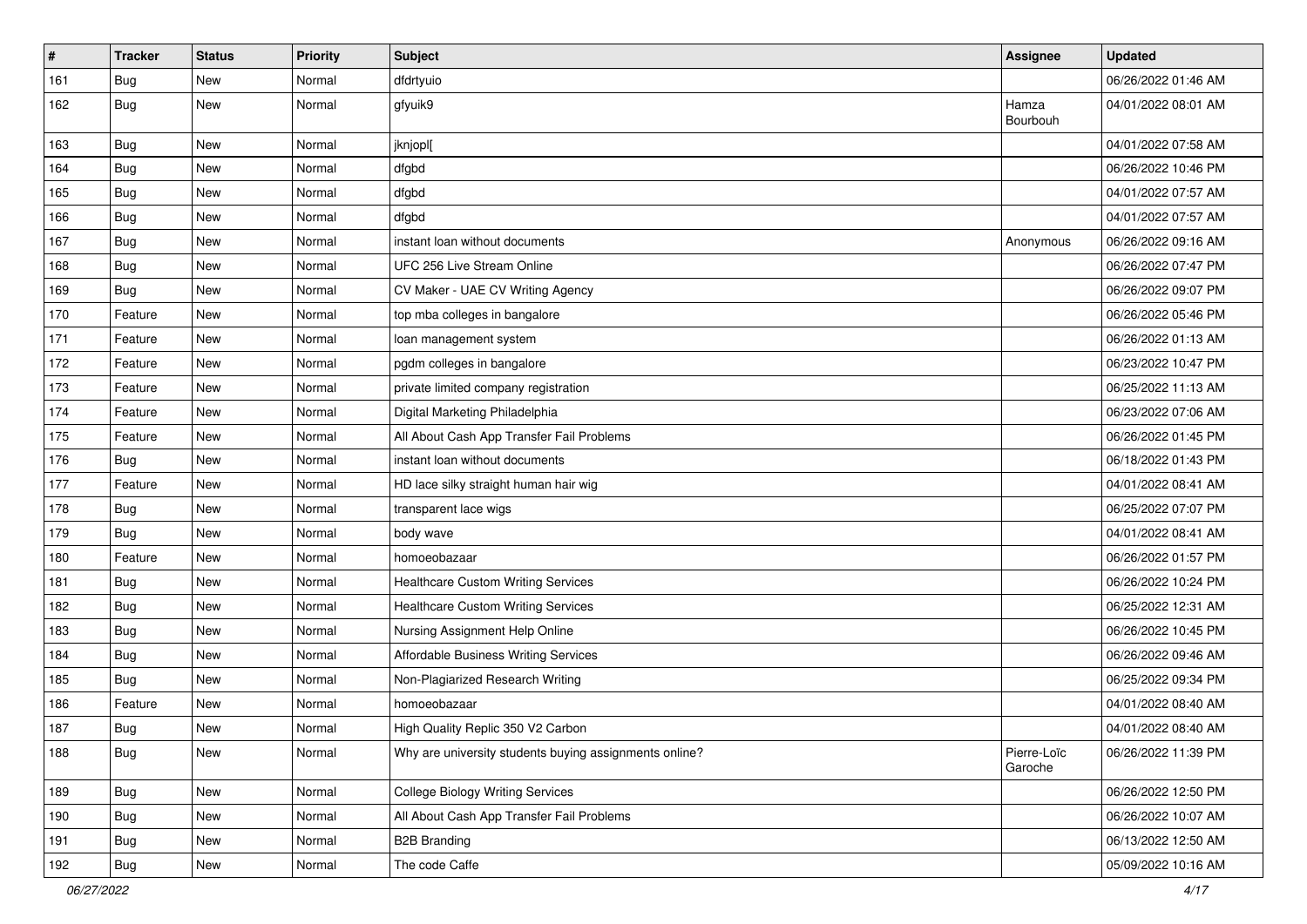| # | Tracker | Status | Priority | Subject | Assignee | Updated |
| --- | --- | --- | --- | --- | --- | --- |
| 161 | Bug | New | Normal | dfdrtyuio | | 06/26/2022 01:46 AM |
| 162 | Bug | New | Normal | gfyuik9 | Hamza Bourbouh | 04/01/2022 08:01 AM |
| 163 | Bug | New | Normal | jknjopl[ | | 04/01/2022 07:58 AM |
| 164 | Bug | New | Normal | dfgbd | | 06/26/2022 10:46 PM |
| 165 | Bug | New | Normal | dfgbd | | 04/01/2022 07:57 AM |
| 166 | Bug | New | Normal | dfgbd | | 04/01/2022 07:57 AM |
| 167 | Bug | New | Normal | instant loan without documents | Anonymous | 06/26/2022 09:16 AM |
| 168 | Bug | New | Normal | UFC 256 Live Stream Online | | 06/26/2022 07:47 PM |
| 169 | Bug | New | Normal | CV Maker - UAE CV Writing Agency | | 06/26/2022 09:07 PM |
| 170 | Feature | New | Normal | top mba colleges in bangalore | | 06/26/2022 05:46 PM |
| 171 | Feature | New | Normal | loan management system | | 06/26/2022 01:13 AM |
| 172 | Feature | New | Normal | pgdm colleges in bangalore | | 06/23/2022 10:47 PM |
| 173 | Feature | New | Normal | private limited company registration | | 06/25/2022 11:13 AM |
| 174 | Feature | New | Normal | Digital Marketing Philadelphia | | 06/23/2022 07:06 AM |
| 175 | Feature | New | Normal | All About Cash App Transfer Fail Problems | | 06/26/2022 01:45 PM |
| 176 | Bug | New | Normal | instant loan without documents | | 06/18/2022 01:43 PM |
| 177 | Feature | New | Normal | HD lace silky straight human hair wig | | 04/01/2022 08:41 AM |
| 178 | Bug | New | Normal | transparent lace wigs | | 06/25/2022 07:07 PM |
| 179 | Bug | New | Normal | body wave | | 04/01/2022 08:41 AM |
| 180 | Feature | New | Normal | homoeobazaar | | 06/26/2022 01:57 PM |
| 181 | Bug | New | Normal | Healthcare Custom Writing Services | | 06/26/2022 10:24 PM |
| 182 | Bug | New | Normal | Healthcare Custom Writing Services | | 06/25/2022 12:31 AM |
| 183 | Bug | New | Normal | Nursing Assignment Help Online | | 06/26/2022 10:45 PM |
| 184 | Bug | New | Normal | Affordable Business Writing Services | | 06/26/2022 09:46 AM |
| 185 | Bug | New | Normal | Non-Plagiarized Research Writing | | 06/25/2022 09:34 PM |
| 186 | Feature | New | Normal | homoeobazaar | | 04/01/2022 08:40 AM |
| 187 | Bug | New | Normal | High Quality Replic 350 V2 Carbon | | 04/01/2022 08:40 AM |
| 188 | Bug | New | Normal | Why are university students buying assignments online? | Pierre-Loïc Garoche | 06/26/2022 11:39 PM |
| 189 | Bug | New | Normal | College Biology Writing Services | | 06/26/2022 12:50 PM |
| 190 | Bug | New | Normal | All About Cash App Transfer Fail Problems | | 06/26/2022 10:07 AM |
| 191 | Bug | New | Normal | B2B Branding | | 06/13/2022 12:50 AM |
| 192 | Bug | New | Normal | The code Caffe | | 05/09/2022 10:16 AM |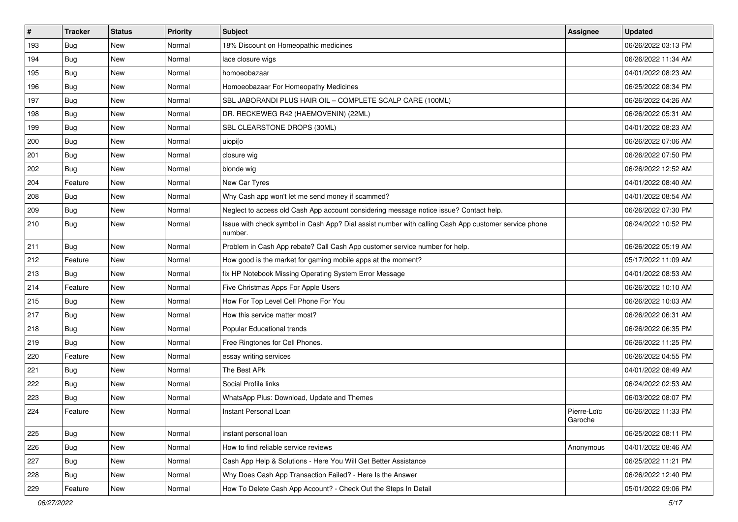| # | Tracker | Status | Priority | Subject | Assignee | Updated |
|---|---|---|---|---|---|---|
| 193 | Bug | New | Normal | 18% Discount on Homeopathic medicines | | 06/26/2022 03:13 PM |
| 194 | Bug | New | Normal | lace closure wigs | | 06/26/2022 11:34 AM |
| 195 | Bug | New | Normal | homoeobazaar | | 04/01/2022 08:23 AM |
| 196 | Bug | New | Normal | Homoeobazaar For Homeopathy Medicines | | 06/25/2022 08:34 PM |
| 197 | Bug | New | Normal | SBL JABORANDI PLUS HAIR OIL – COMPLETE SCALP CARE (100ML) | | 06/26/2022 04:26 AM |
| 198 | Bug | New | Normal | DR. RECKEWEG R42 (HAEMOVENIN) (22ML) | | 06/26/2022 05:31 AM |
| 199 | Bug | New | Normal | SBL CLEARSTONE DROPS (30ML) | | 04/01/2022 08:23 AM |
| 200 | Bug | New | Normal | uiopi[o | | 06/26/2022 07:06 AM |
| 201 | Bug | New | Normal | closure wig | | 06/26/2022 07:50 PM |
| 202 | Bug | New | Normal | blonde wig | | 06/26/2022 12:52 AM |
| 204 | Feature | New | Normal | New Car Tyres | | 04/01/2022 08:40 AM |
| 208 | Bug | New | Normal | Why Cash app won't let me send money if scammed? | | 04/01/2022 08:54 AM |
| 209 | Bug | New | Normal | Neglect to access old Cash App account considering message notice issue? Contact help. | | 06/26/2022 07:30 PM |
| 210 | Bug | New | Normal | Issue with check symbol in Cash App? Dial assist number with calling Cash App customer service phone number. | | 06/24/2022 10:52 PM |
| 211 | Bug | New | Normal | Problem in Cash App rebate? Call Cash App customer service number for help. | | 06/26/2022 05:19 AM |
| 212 | Feature | New | Normal | How good is the market for gaming mobile apps at the moment? | | 05/17/2022 11:09 AM |
| 213 | Bug | New | Normal | fix HP Notebook Missing Operating System Error Message | | 04/01/2022 08:53 AM |
| 214 | Feature | New | Normal | Five Christmas Apps For Apple Users | | 06/26/2022 10:10 AM |
| 215 | Bug | New | Normal | How For Top Level Cell Phone For You | | 06/26/2022 10:03 AM |
| 217 | Bug | New | Normal | How this service matter most? | | 06/26/2022 06:31 AM |
| 218 | Bug | New | Normal | Popular Educational trends | | 06/26/2022 06:35 PM |
| 219 | Bug | New | Normal | Free Ringtones for Cell Phones. | | 06/26/2022 11:25 PM |
| 220 | Feature | New | Normal | essay writing services | | 06/26/2022 04:55 PM |
| 221 | Bug | New | Normal | The Best APk | | 04/01/2022 08:49 AM |
| 222 | Bug | New | Normal | Social Profile links | | 06/24/2022 02:53 AM |
| 223 | Bug | New | Normal | WhatsApp Plus: Download, Update and Themes | | 06/03/2022 08:07 PM |
| 224 | Feature | New | Normal | Instant Personal Loan | Pierre-Loïc Garoche | 06/26/2022 11:33 PM |
| 225 | Bug | New | Normal | instant personal loan | | 06/25/2022 08:11 PM |
| 226 | Bug | New | Normal | How to find reliable service reviews | Anonymous | 04/01/2022 08:46 AM |
| 227 | Bug | New | Normal | Cash App Help & Solutions - Here You Will Get Better Assistance | | 06/25/2022 11:21 PM |
| 228 | Bug | New | Normal | Why Does Cash App Transaction Failed? - Here Is the Answer | | 06/26/2022 12:40 PM |
| 229 | Feature | New | Normal | How To Delete Cash App Account? - Check Out the Steps In Detail | | 05/01/2022 09:06 PM |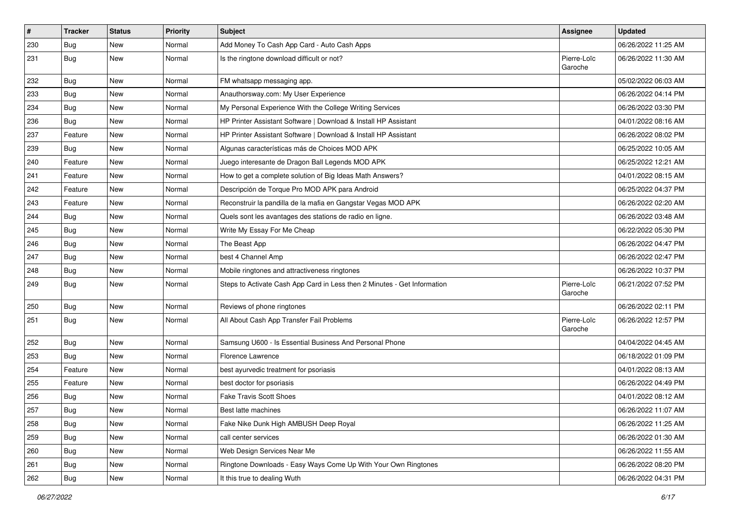| # | Tracker | Status | Priority | Subject | Assignee | Updated |
|---|---|---|---|---|---|---|
| 230 | Bug | New | Normal | Add Money To Cash App Card - Auto Cash Apps | | 06/26/2022 11:25 AM |
| 231 | Bug | New | Normal | Is the ringtone download difficult or not? | Pierre-Loïc Garoche | 06/26/2022 11:30 AM |
| 232 | Bug | New | Normal | FM whatsapp messaging app. | | 05/02/2022 06:03 AM |
| 233 | Bug | New | Normal | Anauthorsway.com: My User Experience | | 06/26/2022 04:14 PM |
| 234 | Bug | New | Normal | My Personal Experience With the College Writing Services | | 06/26/2022 03:30 PM |
| 236 | Bug | New | Normal | HP Printer Assistant Software \| Download & Install HP Assistant | | 04/01/2022 08:16 AM |
| 237 | Feature | New | Normal | HP Printer Assistant Software \| Download & Install HP Assistant | | 06/26/2022 08:02 PM |
| 239 | Bug | New | Normal | Algunas características más de Choices MOD APK | | 06/25/2022 10:05 AM |
| 240 | Feature | New | Normal | Juego interesante de Dragon Ball Legends MOD APK | | 06/25/2022 12:21 AM |
| 241 | Feature | New | Normal | How to get a complete solution of Big Ideas Math Answers? | | 04/01/2022 08:15 AM |
| 242 | Feature | New | Normal | Descripción de Torque Pro MOD APK para Android | | 06/25/2022 04:37 PM |
| 243 | Feature | New | Normal | Reconstruir la pandilla de la mafia en Gangstar Vegas MOD APK | | 06/26/2022 02:20 AM |
| 244 | Bug | New | Normal | Quels sont les avantages des stations de radio en ligne. | | 06/26/2022 03:48 AM |
| 245 | Bug | New | Normal | Write My Essay For Me Cheap | | 06/22/2022 05:30 PM |
| 246 | Bug | New | Normal | The Beast App | | 06/26/2022 04:47 PM |
| 247 | Bug | New | Normal | best 4 Channel Amp | | 06/26/2022 02:47 PM |
| 248 | Bug | New | Normal | Mobile ringtones and attractiveness ringtones | | 06/26/2022 10:37 PM |
| 249 | Bug | New | Normal | Steps to Activate Cash App Card in Less then 2 Minutes - Get Information | Pierre-Loïc Garoche | 06/21/2022 07:52 PM |
| 250 | Bug | New | Normal | Reviews of phone ringtones | | 06/26/2022 02:11 PM |
| 251 | Bug | New | Normal | All About Cash App Transfer Fail Problems | Pierre-Loïc Garoche | 06/26/2022 12:57 PM |
| 252 | Bug | New | Normal | Samsung U600 - Is Essential Business And Personal Phone | | 04/04/2022 04:45 AM |
| 253 | Bug | New | Normal | Florence Lawrence | | 06/18/2022 01:09 PM |
| 254 | Feature | New | Normal | best ayurvedic treatment for psoriasis | | 04/01/2022 08:13 AM |
| 255 | Feature | New | Normal | best doctor for psoriasis | | 06/26/2022 04:49 PM |
| 256 | Bug | New | Normal | Fake Travis Scott Shoes | | 04/01/2022 08:12 AM |
| 257 | Bug | New | Normal | Best latte machines | | 06/26/2022 11:07 AM |
| 258 | Bug | New | Normal | Fake Nike Dunk High AMBUSH Deep Royal | | 06/26/2022 11:25 AM |
| 259 | Bug | New | Normal | call center services | | 06/26/2022 01:30 AM |
| 260 | Bug | New | Normal | Web Design Services Near Me | | 06/26/2022 11:55 AM |
| 261 | Bug | New | Normal | Ringtone Downloads - Easy Ways Come Up With Your Own Ringtones | | 06/26/2022 08:20 PM |
| 262 | Bug | New | Normal | It this true to dealing Wuth | | 06/26/2022 04:31 PM |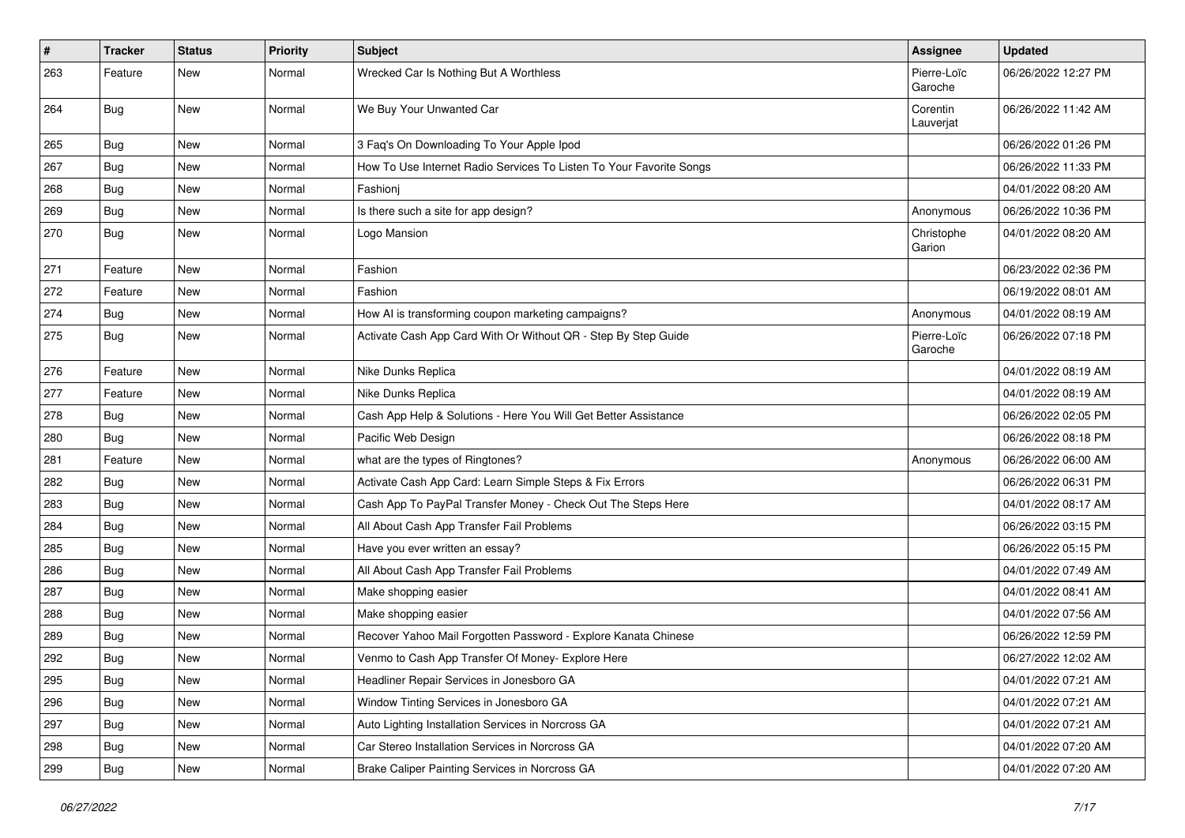| # | Tracker | Status | Priority | Subject | Assignee | Updated |
|---|---|---|---|---|---|---|
| 263 | Feature | New | Normal | Wrecked Car Is Nothing But A Worthless | Pierre-Loïc Garoche | 06/26/2022 12:27 PM |
| 264 | Bug | New | Normal | We Buy Your Unwanted Car | Corentin Lauverjat | 06/26/2022 11:42 AM |
| 265 | Bug | New | Normal | 3 Faq's On Downloading To Your Apple Ipod | | 06/26/2022 01:26 PM |
| 267 | Bug | New | Normal | How To Use Internet Radio Services To Listen To Your Favorite Songs | | 06/26/2022 11:33 PM |
| 268 | Bug | New | Normal | Fashionj | | 04/01/2022 08:20 AM |
| 269 | Bug | New | Normal | Is there such a site for app design? | Anonymous | 06/26/2022 10:36 PM |
| 270 | Bug | New | Normal | Logo Mansion | Christophe Garion | 04/01/2022 08:20 AM |
| 271 | Feature | New | Normal | Fashion | | 06/23/2022 02:36 PM |
| 272 | Feature | New | Normal | Fashion | | 06/19/2022 08:01 AM |
| 274 | Bug | New | Normal | How AI is transforming coupon marketing campaigns? | Anonymous | 04/01/2022 08:19 AM |
| 275 | Bug | New | Normal | Activate Cash App Card With Or Without QR - Step By Step Guide | Pierre-Loïc Garoche | 06/26/2022 07:18 PM |
| 276 | Feature | New | Normal | Nike Dunks Replica | | 04/01/2022 08:19 AM |
| 277 | Feature | New | Normal | Nike Dunks Replica | | 04/01/2022 08:19 AM |
| 278 | Bug | New | Normal | Cash App Help & Solutions - Here You Will Get Better Assistance | | 06/26/2022 02:05 PM |
| 280 | Bug | New | Normal | Pacific Web Design | | 06/26/2022 08:18 PM |
| 281 | Feature | New | Normal | what are the types of Ringtones? | Anonymous | 06/26/2022 06:00 AM |
| 282 | Bug | New | Normal | Activate Cash App Card: Learn Simple Steps & Fix Errors | | 06/26/2022 06:31 PM |
| 283 | Bug | New | Normal | Cash App To PayPal Transfer Money - Check Out The Steps Here | | 04/01/2022 08:17 AM |
| 284 | Bug | New | Normal | All About Cash App Transfer Fail Problems | | 06/26/2022 03:15 PM |
| 285 | Bug | New | Normal | Have you ever written an essay? | | 06/26/2022 05:15 PM |
| 286 | Bug | New | Normal | All About Cash App Transfer Fail Problems | | 04/01/2022 07:49 AM |
| 287 | Bug | New | Normal | Make shopping easier | | 04/01/2022 08:41 AM |
| 288 | Bug | New | Normal | Make shopping easier | | 04/01/2022 07:56 AM |
| 289 | Bug | New | Normal | Recover Yahoo Mail Forgotten Password - Explore Kanata Chinese | | 06/26/2022 12:59 PM |
| 292 | Bug | New | Normal | Venmo to Cash App Transfer Of Money- Explore Here | | 06/27/2022 12:02 AM |
| 295 | Bug | New | Normal | Headliner Repair Services in Jonesboro GA | | 04/01/2022 07:21 AM |
| 296 | Bug | New | Normal | Window Tinting Services in Jonesboro GA | | 04/01/2022 07:21 AM |
| 297 | Bug | New | Normal | Auto Lighting Installation Services in Norcross GA | | 04/01/2022 07:21 AM |
| 298 | Bug | New | Normal | Car Stereo Installation Services in Norcross GA | | 04/01/2022 07:20 AM |
| 299 | Bug | New | Normal | Brake Caliper Painting Services in Norcross GA | | 04/01/2022 07:20 AM |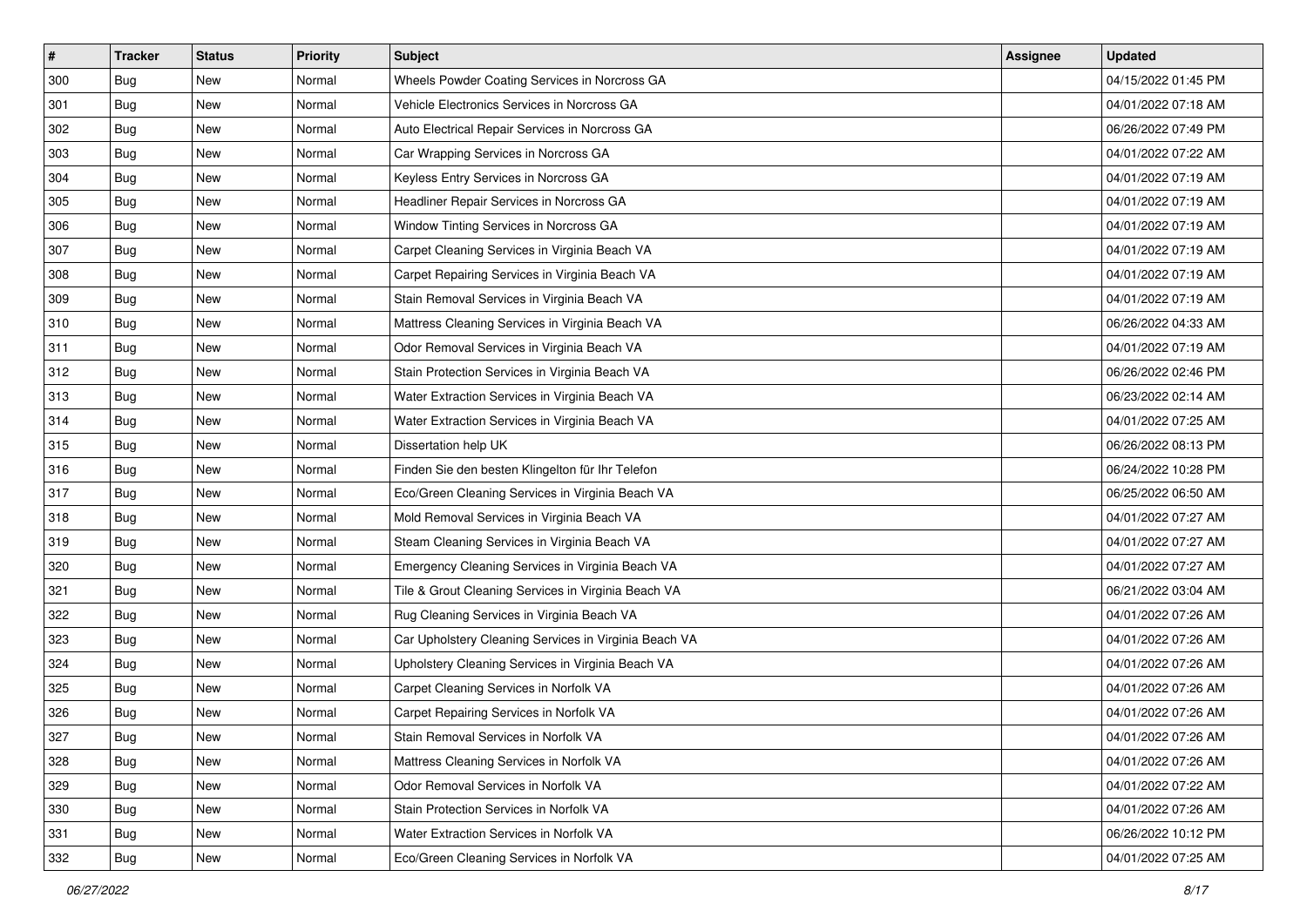| # | Tracker | Status | Priority | Subject | Assignee | Updated |
|---|---|---|---|---|---|---|
| 300 | Bug | New | Normal | Wheels Powder Coating Services in Norcross GA | | 04/15/2022 01:45 PM |
| 301 | Bug | New | Normal | Vehicle Electronics Services in Norcross GA | | 04/01/2022 07:18 AM |
| 302 | Bug | New | Normal | Auto Electrical Repair Services in Norcross GA | | 06/26/2022 07:49 PM |
| 303 | Bug | New | Normal | Car Wrapping Services in Norcross GA | | 04/01/2022 07:22 AM |
| 304 | Bug | New | Normal | Keyless Entry Services in Norcross GA | | 04/01/2022 07:19 AM |
| 305 | Bug | New | Normal | Headliner Repair Services in Norcross GA | | 04/01/2022 07:19 AM |
| 306 | Bug | New | Normal | Window Tinting Services in Norcross GA | | 04/01/2022 07:19 AM |
| 307 | Bug | New | Normal | Carpet Cleaning Services in Virginia Beach VA | | 04/01/2022 07:19 AM |
| 308 | Bug | New | Normal | Carpet Repairing Services in Virginia Beach VA | | 04/01/2022 07:19 AM |
| 309 | Bug | New | Normal | Stain Removal Services in Virginia Beach VA | | 04/01/2022 07:19 AM |
| 310 | Bug | New | Normal | Mattress Cleaning Services in Virginia Beach VA | | 06/26/2022 04:33 AM |
| 311 | Bug | New | Normal | Odor Removal Services in Virginia Beach VA | | 04/01/2022 07:19 AM |
| 312 | Bug | New | Normal | Stain Protection Services in Virginia Beach VA | | 06/26/2022 02:46 PM |
| 313 | Bug | New | Normal | Water Extraction Services in Virginia Beach VA | | 06/23/2022 02:14 AM |
| 314 | Bug | New | Normal | Water Extraction Services in Virginia Beach VA | | 04/01/2022 07:25 AM |
| 315 | Bug | New | Normal | Dissertation help UK | | 06/26/2022 08:13 PM |
| 316 | Bug | New | Normal | Finden Sie den besten Klingelton für Ihr Telefon | | 06/24/2022 10:28 PM |
| 317 | Bug | New | Normal | Eco/Green Cleaning Services in Virginia Beach VA | | 06/25/2022 06:50 AM |
| 318 | Bug | New | Normal | Mold Removal Services in Virginia Beach VA | | 04/01/2022 07:27 AM |
| 319 | Bug | New | Normal | Steam Cleaning Services in Virginia Beach VA | | 04/01/2022 07:27 AM |
| 320 | Bug | New | Normal | Emergency Cleaning Services in Virginia Beach VA | | 04/01/2022 07:27 AM |
| 321 | Bug | New | Normal | Tile & Grout Cleaning Services in Virginia Beach VA | | 06/21/2022 03:04 AM |
| 322 | Bug | New | Normal | Rug Cleaning Services in Virginia Beach VA | | 04/01/2022 07:26 AM |
| 323 | Bug | New | Normal | Car Upholstery Cleaning Services in Virginia Beach VA | | 04/01/2022 07:26 AM |
| 324 | Bug | New | Normal | Upholstery Cleaning Services in Virginia Beach VA | | 04/01/2022 07:26 AM |
| 325 | Bug | New | Normal | Carpet Cleaning Services in Norfolk VA | | 04/01/2022 07:26 AM |
| 326 | Bug | New | Normal | Carpet Repairing Services in Norfolk VA | | 04/01/2022 07:26 AM |
| 327 | Bug | New | Normal | Stain Removal Services in Norfolk VA | | 04/01/2022 07:26 AM |
| 328 | Bug | New | Normal | Mattress Cleaning Services in Norfolk VA | | 04/01/2022 07:26 AM |
| 329 | Bug | New | Normal | Odor Removal Services in Norfolk VA | | 04/01/2022 07:22 AM |
| 330 | Bug | New | Normal | Stain Protection Services in Norfolk VA | | 04/01/2022 07:26 AM |
| 331 | Bug | New | Normal | Water Extraction Services in Norfolk VA | | 06/26/2022 10:12 PM |
| 332 | Bug | New | Normal | Eco/Green Cleaning Services in Norfolk VA | | 04/01/2022 07:25 AM |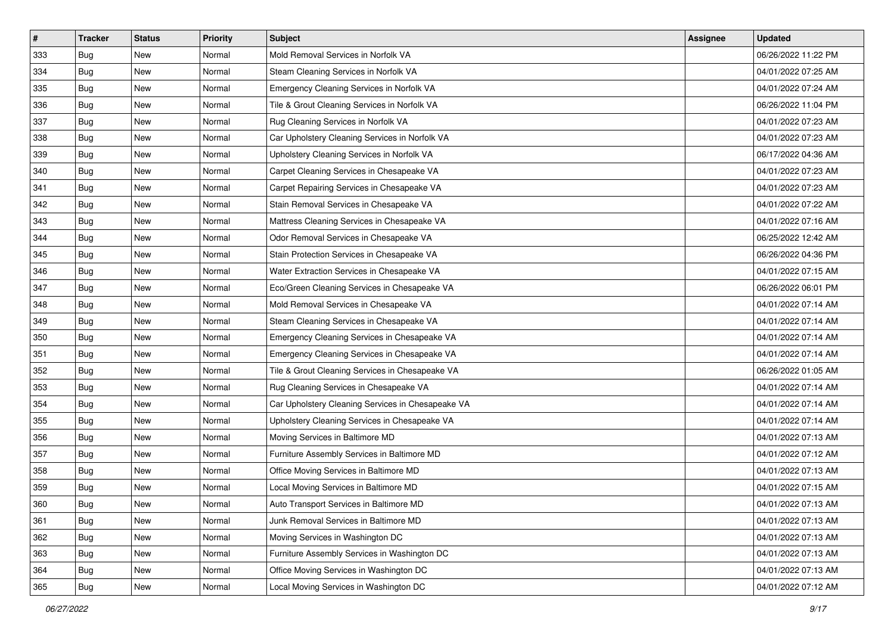| # | Tracker | Status | Priority | Subject | Assignee | Updated |
|---|---|---|---|---|---|---|
| 333 | Bug | New | Normal | Mold Removal Services in Norfolk VA | | 06/26/2022 11:22 PM |
| 334 | Bug | New | Normal | Steam Cleaning Services in Norfolk VA | | 04/01/2022 07:25 AM |
| 335 | Bug | New | Normal | Emergency Cleaning Services in Norfolk VA | | 04/01/2022 07:24 AM |
| 336 | Bug | New | Normal | Tile & Grout Cleaning Services in Norfolk VA | | 06/26/2022 11:04 PM |
| 337 | Bug | New | Normal | Rug Cleaning Services in Norfolk VA | | 04/01/2022 07:23 AM |
| 338 | Bug | New | Normal | Car Upholstery Cleaning Services in Norfolk VA | | 04/01/2022 07:23 AM |
| 339 | Bug | New | Normal | Upholstery Cleaning Services in Norfolk VA | | 06/17/2022 04:36 AM |
| 340 | Bug | New | Normal | Carpet Cleaning Services in Chesapeake VA | | 04/01/2022 07:23 AM |
| 341 | Bug | New | Normal | Carpet Repairing Services in Chesapeake VA | | 04/01/2022 07:23 AM |
| 342 | Bug | New | Normal | Stain Removal Services in Chesapeake VA | | 04/01/2022 07:22 AM |
| 343 | Bug | New | Normal | Mattress Cleaning Services in Chesapeake VA | | 04/01/2022 07:16 AM |
| 344 | Bug | New | Normal | Odor Removal Services in Chesapeake VA | | 06/25/2022 12:42 AM |
| 345 | Bug | New | Normal | Stain Protection Services in Chesapeake VA | | 06/26/2022 04:36 PM |
| 346 | Bug | New | Normal | Water Extraction Services in Chesapeake VA | | 04/01/2022 07:15 AM |
| 347 | Bug | New | Normal | Eco/Green Cleaning Services in Chesapeake VA | | 06/26/2022 06:01 PM |
| 348 | Bug | New | Normal | Mold Removal Services in Chesapeake VA | | 04/01/2022 07:14 AM |
| 349 | Bug | New | Normal | Steam Cleaning Services in Chesapeake VA | | 04/01/2022 07:14 AM |
| 350 | Bug | New | Normal | Emergency Cleaning Services in Chesapeake VA | | 04/01/2022 07:14 AM |
| 351 | Bug | New | Normal | Emergency Cleaning Services in Chesapeake VA | | 04/01/2022 07:14 AM |
| 352 | Bug | New | Normal | Tile & Grout Cleaning Services in Chesapeake VA | | 06/26/2022 01:05 AM |
| 353 | Bug | New | Normal | Rug Cleaning Services in Chesapeake VA | | 04/01/2022 07:14 AM |
| 354 | Bug | New | Normal | Car Upholstery Cleaning Services in Chesapeake VA | | 04/01/2022 07:14 AM |
| 355 | Bug | New | Normal | Upholstery Cleaning Services in Chesapeake VA | | 04/01/2022 07:14 AM |
| 356 | Bug | New | Normal | Moving Services in Baltimore MD | | 04/01/2022 07:13 AM |
| 357 | Bug | New | Normal | Furniture Assembly Services in Baltimore MD | | 04/01/2022 07:12 AM |
| 358 | Bug | New | Normal | Office Moving Services in Baltimore MD | | 04/01/2022 07:13 AM |
| 359 | Bug | New | Normal | Local Moving Services in Baltimore MD | | 04/01/2022 07:15 AM |
| 360 | Bug | New | Normal | Auto Transport Services in Baltimore MD | | 04/01/2022 07:13 AM |
| 361 | Bug | New | Normal | Junk Removal Services in Baltimore MD | | 04/01/2022 07:13 AM |
| 362 | Bug | New | Normal | Moving Services in Washington DC | | 04/01/2022 07:13 AM |
| 363 | Bug | New | Normal | Furniture Assembly Services in Washington DC | | 04/01/2022 07:13 AM |
| 364 | Bug | New | Normal | Office Moving Services in Washington DC | | 04/01/2022 07:13 AM |
| 365 | Bug | New | Normal | Local Moving Services in Washington DC | | 04/01/2022 07:12 AM |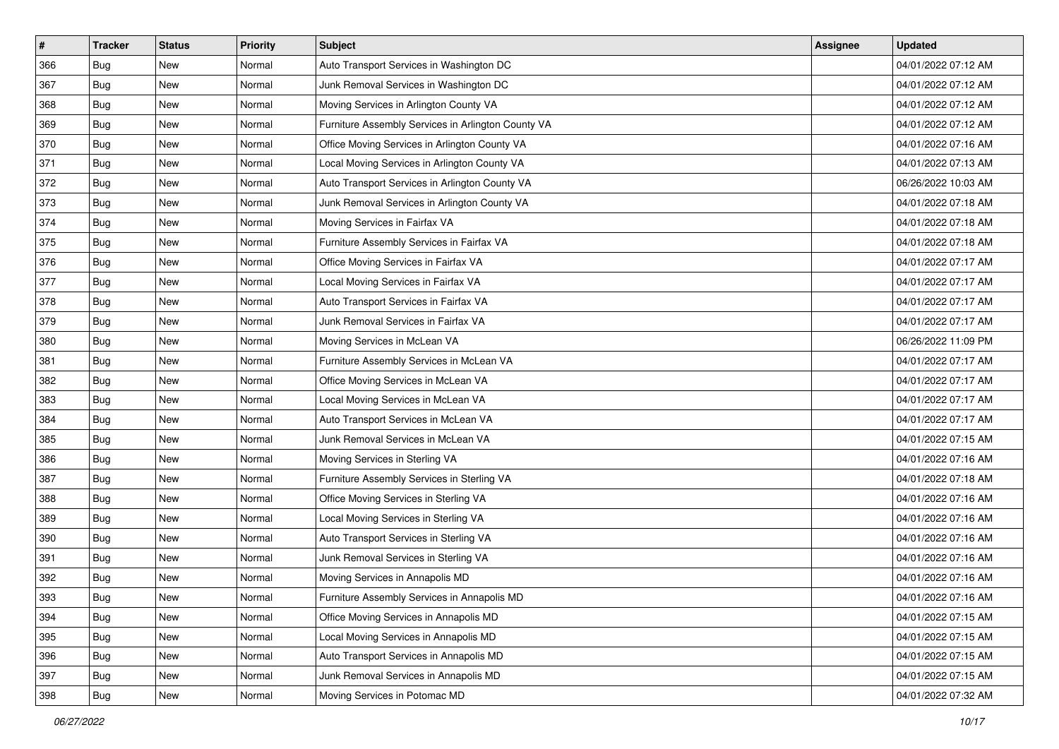| # | Tracker | Status | Priority | Subject | Assignee | Updated |
|---|---|---|---|---|---|---|
| 366 | Bug | New | Normal | Auto Transport Services in Washington DC | | 04/01/2022 07:12 AM |
| 367 | Bug | New | Normal | Junk Removal Services in Washington DC | | 04/01/2022 07:12 AM |
| 368 | Bug | New | Normal | Moving Services in Arlington County VA | | 04/01/2022 07:12 AM |
| 369 | Bug | New | Normal | Furniture Assembly Services in Arlington County VA | | 04/01/2022 07:12 AM |
| 370 | Bug | New | Normal | Office Moving Services in Arlington County VA | | 04/01/2022 07:16 AM |
| 371 | Bug | New | Normal | Local Moving Services in Arlington County VA | | 04/01/2022 07:13 AM |
| 372 | Bug | New | Normal | Auto Transport Services in Arlington County VA | | 06/26/2022 10:03 AM |
| 373 | Bug | New | Normal | Junk Removal Services in Arlington County VA | | 04/01/2022 07:18 AM |
| 374 | Bug | New | Normal | Moving Services in Fairfax VA | | 04/01/2022 07:18 AM |
| 375 | Bug | New | Normal | Furniture Assembly Services in Fairfax VA | | 04/01/2022 07:18 AM |
| 376 | Bug | New | Normal | Office Moving Services in Fairfax VA | | 04/01/2022 07:17 AM |
| 377 | Bug | New | Normal | Local Moving Services in Fairfax VA | | 04/01/2022 07:17 AM |
| 378 | Bug | New | Normal | Auto Transport Services in Fairfax VA | | 04/01/2022 07:17 AM |
| 379 | Bug | New | Normal | Junk Removal Services in Fairfax VA | | 04/01/2022 07:17 AM |
| 380 | Bug | New | Normal | Moving Services in McLean VA | | 06/26/2022 11:09 PM |
| 381 | Bug | New | Normal | Furniture Assembly Services in McLean VA | | 04/01/2022 07:17 AM |
| 382 | Bug | New | Normal | Office Moving Services in McLean VA | | 04/01/2022 07:17 AM |
| 383 | Bug | New | Normal | Local Moving Services in McLean VA | | 04/01/2022 07:17 AM |
| 384 | Bug | New | Normal | Auto Transport Services in McLean VA | | 04/01/2022 07:17 AM |
| 385 | Bug | New | Normal | Junk Removal Services in McLean VA | | 04/01/2022 07:15 AM |
| 386 | Bug | New | Normal | Moving Services in Sterling VA | | 04/01/2022 07:16 AM |
| 387 | Bug | New | Normal | Furniture Assembly Services in Sterling VA | | 04/01/2022 07:18 AM |
| 388 | Bug | New | Normal | Office Moving Services in Sterling VA | | 04/01/2022 07:16 AM |
| 389 | Bug | New | Normal | Local Moving Services in Sterling VA | | 04/01/2022 07:16 AM |
| 390 | Bug | New | Normal | Auto Transport Services in Sterling VA | | 04/01/2022 07:16 AM |
| 391 | Bug | New | Normal | Junk Removal Services in Sterling VA | | 04/01/2022 07:16 AM |
| 392 | Bug | New | Normal | Moving Services in Annapolis MD | | 04/01/2022 07:16 AM |
| 393 | Bug | New | Normal | Furniture Assembly Services in Annapolis MD | | 04/01/2022 07:16 AM |
| 394 | Bug | New | Normal | Office Moving Services in Annapolis MD | | 04/01/2022 07:15 AM |
| 395 | Bug | New | Normal | Local Moving Services in Annapolis MD | | 04/01/2022 07:15 AM |
| 396 | Bug | New | Normal | Auto Transport Services in Annapolis MD | | 04/01/2022 07:15 AM |
| 397 | Bug | New | Normal | Junk Removal Services in Annapolis MD | | 04/01/2022 07:15 AM |
| 398 | Bug | New | Normal | Moving Services in Potomac MD | | 04/01/2022 07:32 AM |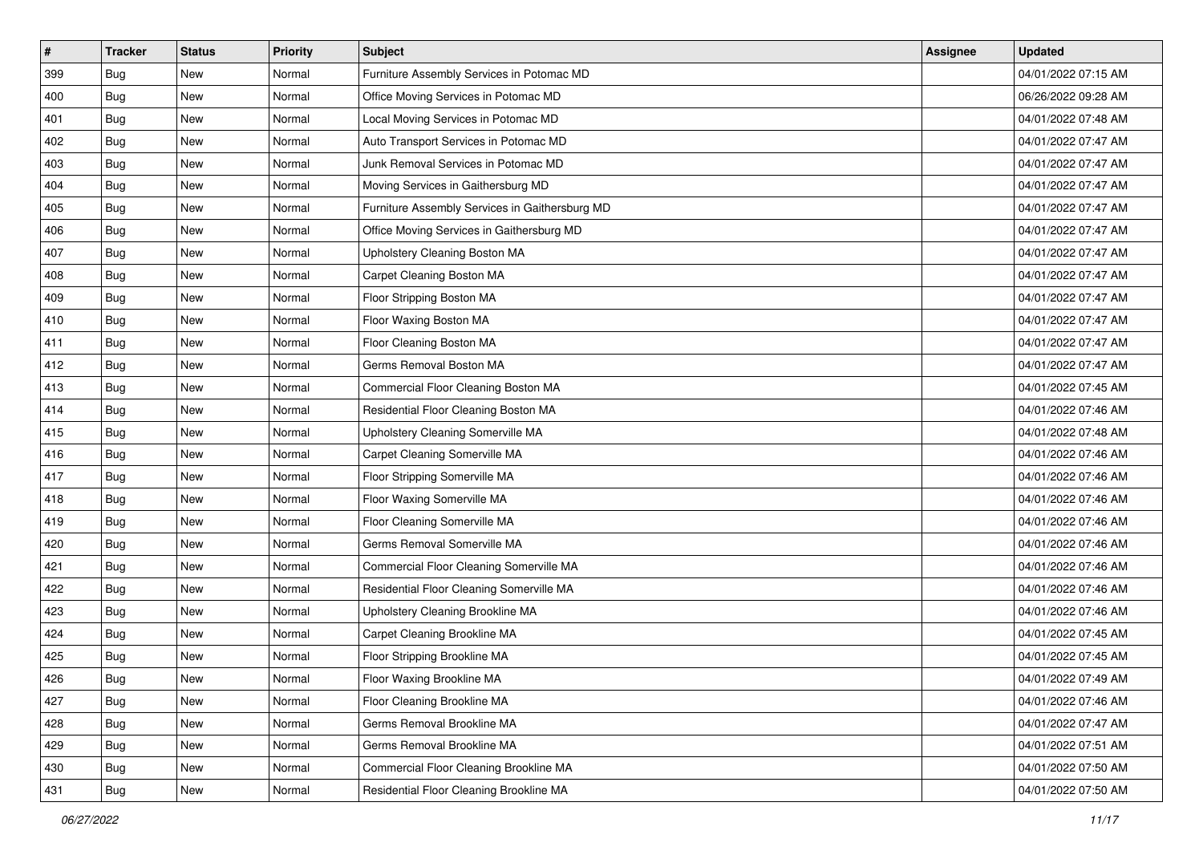| # | Tracker | Status | Priority | Subject | Assignee | Updated |
|---|---|---|---|---|---|---|
| 399 | Bug | New | Normal | Furniture Assembly Services in Potomac MD | | 04/01/2022 07:15 AM |
| 400 | Bug | New | Normal | Office Moving Services in Potomac MD | | 06/26/2022 09:28 AM |
| 401 | Bug | New | Normal | Local Moving Services in Potomac MD | | 04/01/2022 07:48 AM |
| 402 | Bug | New | Normal | Auto Transport Services in Potomac MD | | 04/01/2022 07:47 AM |
| 403 | Bug | New | Normal | Junk Removal Services in Potomac MD | | 04/01/2022 07:47 AM |
| 404 | Bug | New | Normal | Moving Services in Gaithersburg MD | | 04/01/2022 07:47 AM |
| 405 | Bug | New | Normal | Furniture Assembly Services in Gaithersburg MD | | 04/01/2022 07:47 AM |
| 406 | Bug | New | Normal | Office Moving Services in Gaithersburg MD | | 04/01/2022 07:47 AM |
| 407 | Bug | New | Normal | Upholstery Cleaning Boston MA | | 04/01/2022 07:47 AM |
| 408 | Bug | New | Normal | Carpet Cleaning Boston MA | | 04/01/2022 07:47 AM |
| 409 | Bug | New | Normal | Floor Stripping Boston MA | | 04/01/2022 07:47 AM |
| 410 | Bug | New | Normal | Floor Waxing Boston MA | | 04/01/2022 07:47 AM |
| 411 | Bug | New | Normal | Floor Cleaning Boston MA | | 04/01/2022 07:47 AM |
| 412 | Bug | New | Normal | Germs Removal Boston MA | | 04/01/2022 07:47 AM |
| 413 | Bug | New | Normal | Commercial Floor Cleaning Boston MA | | 04/01/2022 07:45 AM |
| 414 | Bug | New | Normal | Residential Floor Cleaning Boston MA | | 04/01/2022 07:46 AM |
| 415 | Bug | New | Normal | Upholstery Cleaning Somerville MA | | 04/01/2022 07:48 AM |
| 416 | Bug | New | Normal | Carpet Cleaning Somerville MA | | 04/01/2022 07:46 AM |
| 417 | Bug | New | Normal | Floor Stripping Somerville MA | | 04/01/2022 07:46 AM |
| 418 | Bug | New | Normal | Floor Waxing Somerville MA | | 04/01/2022 07:46 AM |
| 419 | Bug | New | Normal | Floor Cleaning Somerville MA | | 04/01/2022 07:46 AM |
| 420 | Bug | New | Normal | Germs Removal Somerville MA | | 04/01/2022 07:46 AM |
| 421 | Bug | New | Normal | Commercial Floor Cleaning Somerville MA | | 04/01/2022 07:46 AM |
| 422 | Bug | New | Normal | Residential Floor Cleaning Somerville MA | | 04/01/2022 07:46 AM |
| 423 | Bug | New | Normal | Upholstery Cleaning Brookline MA | | 04/01/2022 07:46 AM |
| 424 | Bug | New | Normal | Carpet Cleaning Brookline MA | | 04/01/2022 07:45 AM |
| 425 | Bug | New | Normal | Floor Stripping Brookline MA | | 04/01/2022 07:45 AM |
| 426 | Bug | New | Normal | Floor Waxing Brookline MA | | 04/01/2022 07:49 AM |
| 427 | Bug | New | Normal | Floor Cleaning Brookline MA | | 04/01/2022 07:46 AM |
| 428 | Bug | New | Normal | Germs Removal Brookline MA | | 04/01/2022 07:47 AM |
| 429 | Bug | New | Normal | Germs Removal Brookline MA | | 04/01/2022 07:51 AM |
| 430 | Bug | New | Normal | Commercial Floor Cleaning Brookline MA | | 04/01/2022 07:50 AM |
| 431 | Bug | New | Normal | Residential Floor Cleaning Brookline MA | | 04/01/2022 07:50 AM |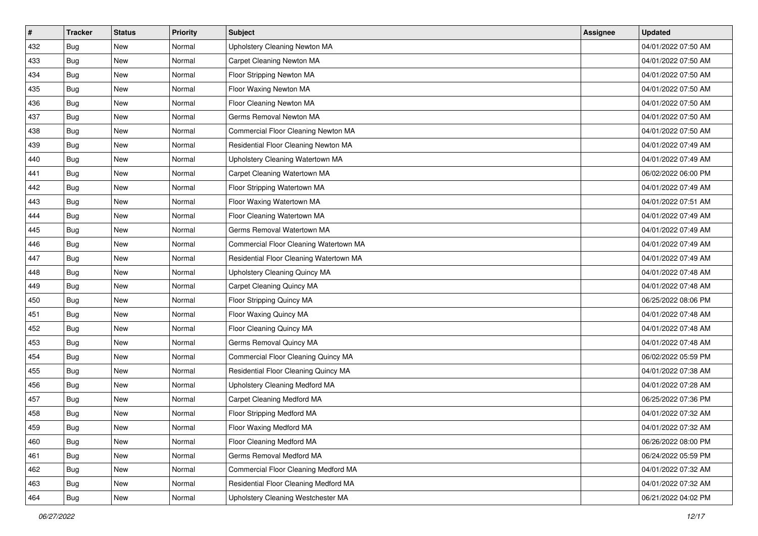| # | Tracker | Status | Priority | Subject | Assignee | Updated |
|---|---|---|---|---|---|---|
| 432 | Bug | New | Normal | Upholstery Cleaning Newton MA | | 04/01/2022 07:50 AM |
| 433 | Bug | New | Normal | Carpet Cleaning Newton MA | | 04/01/2022 07:50 AM |
| 434 | Bug | New | Normal | Floor Stripping Newton MA | | 04/01/2022 07:50 AM |
| 435 | Bug | New | Normal | Floor Waxing Newton MA | | 04/01/2022 07:50 AM |
| 436 | Bug | New | Normal | Floor Cleaning Newton MA | | 04/01/2022 07:50 AM |
| 437 | Bug | New | Normal | Germs Removal Newton MA | | 04/01/2022 07:50 AM |
| 438 | Bug | New | Normal | Commercial Floor Cleaning Newton MA | | 04/01/2022 07:50 AM |
| 439 | Bug | New | Normal | Residential Floor Cleaning Newton MA | | 04/01/2022 07:49 AM |
| 440 | Bug | New | Normal | Upholstery Cleaning Watertown MA | | 04/01/2022 07:49 AM |
| 441 | Bug | New | Normal | Carpet Cleaning Watertown MA | | 06/02/2022 06:00 PM |
| 442 | Bug | New | Normal | Floor Stripping Watertown MA | | 04/01/2022 07:49 AM |
| 443 | Bug | New | Normal | Floor Waxing Watertown MA | | 04/01/2022 07:51 AM |
| 444 | Bug | New | Normal | Floor Cleaning Watertown MA | | 04/01/2022 07:49 AM |
| 445 | Bug | New | Normal | Germs Removal Watertown MA | | 04/01/2022 07:49 AM |
| 446 | Bug | New | Normal | Commercial Floor Cleaning Watertown MA | | 04/01/2022 07:49 AM |
| 447 | Bug | New | Normal | Residential Floor Cleaning Watertown MA | | 04/01/2022 07:49 AM |
| 448 | Bug | New | Normal | Upholstery Cleaning Quincy MA | | 04/01/2022 07:48 AM |
| 449 | Bug | New | Normal | Carpet Cleaning Quincy MA | | 04/01/2022 07:48 AM |
| 450 | Bug | New | Normal | Floor Stripping Quincy MA | | 06/25/2022 08:06 PM |
| 451 | Bug | New | Normal | Floor Waxing Quincy MA | | 04/01/2022 07:48 AM |
| 452 | Bug | New | Normal | Floor Cleaning Quincy MA | | 04/01/2022 07:48 AM |
| 453 | Bug | New | Normal | Germs Removal Quincy MA | | 04/01/2022 07:48 AM |
| 454 | Bug | New | Normal | Commercial Floor Cleaning Quincy MA | | 06/02/2022 05:59 PM |
| 455 | Bug | New | Normal | Residential Floor Cleaning Quincy MA | | 04/01/2022 07:38 AM |
| 456 | Bug | New | Normal | Upholstery Cleaning Medford MA | | 04/01/2022 07:28 AM |
| 457 | Bug | New | Normal | Carpet Cleaning Medford MA | | 06/25/2022 07:36 PM |
| 458 | Bug | New | Normal | Floor Stripping Medford MA | | 04/01/2022 07:32 AM |
| 459 | Bug | New | Normal | Floor Waxing Medford MA | | 04/01/2022 07:32 AM |
| 460 | Bug | New | Normal | Floor Cleaning Medford MA | | 06/26/2022 08:00 PM |
| 461 | Bug | New | Normal | Germs Removal Medford MA | | 06/24/2022 05:59 PM |
| 462 | Bug | New | Normal | Commercial Floor Cleaning Medford MA | | 04/01/2022 07:32 AM |
| 463 | Bug | New | Normal | Residential Floor Cleaning Medford MA | | 04/01/2022 07:32 AM |
| 464 | Bug | New | Normal | Upholstery Cleaning Westchester MA | | 06/21/2022 04:02 PM |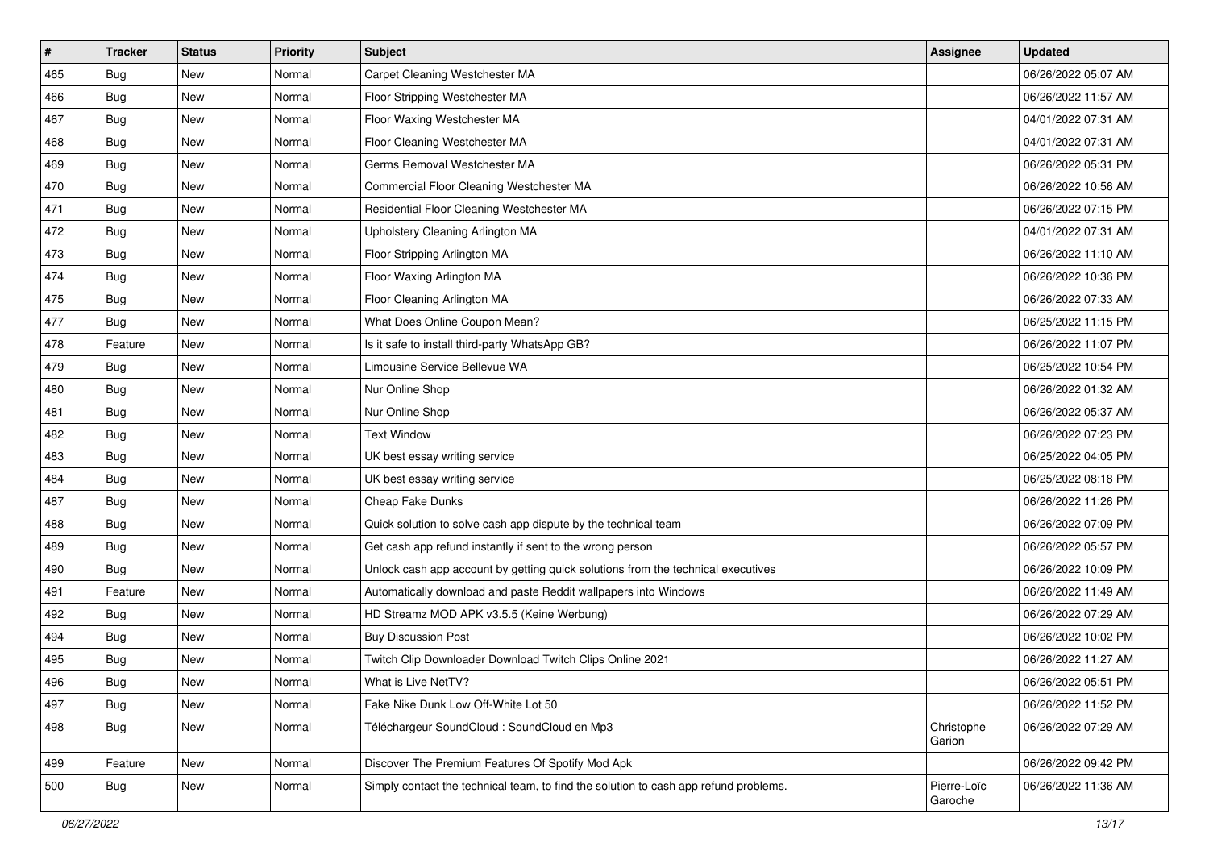| # | Tracker | Status | Priority | Subject | Assignee | Updated |
|---|---|---|---|---|---|---|
| 465 | Bug | New | Normal | Carpet Cleaning Westchester MA | | 06/26/2022 05:07 AM |
| 466 | Bug | New | Normal | Floor Stripping Westchester MA | | 06/26/2022 11:57 AM |
| 467 | Bug | New | Normal | Floor Waxing Westchester MA | | 04/01/2022 07:31 AM |
| 468 | Bug | New | Normal | Floor Cleaning Westchester MA | | 04/01/2022 07:31 AM |
| 469 | Bug | New | Normal | Germs Removal Westchester MA | | 06/26/2022 05:31 PM |
| 470 | Bug | New | Normal | Commercial Floor Cleaning Westchester MA | | 06/26/2022 10:56 AM |
| 471 | Bug | New | Normal | Residential Floor Cleaning Westchester MA | | 06/26/2022 07:15 PM |
| 472 | Bug | New | Normal | Upholstery Cleaning Arlington MA | | 04/01/2022 07:31 AM |
| 473 | Bug | New | Normal | Floor Stripping Arlington MA | | 06/26/2022 11:10 AM |
| 474 | Bug | New | Normal | Floor Waxing Arlington MA | | 06/26/2022 10:36 PM |
| 475 | Bug | New | Normal | Floor Cleaning Arlington MA | | 06/26/2022 07:33 AM |
| 477 | Bug | New | Normal | What Does Online Coupon Mean? | | 06/25/2022 11:15 PM |
| 478 | Feature | New | Normal | Is it safe to install third-party WhatsApp GB? | | 06/26/2022 11:07 PM |
| 479 | Bug | New | Normal | Limousine Service Bellevue WA | | 06/25/2022 10:54 PM |
| 480 | Bug | New | Normal | Nur Online Shop | | 06/26/2022 01:32 AM |
| 481 | Bug | New | Normal | Nur Online Shop | | 06/26/2022 05:37 AM |
| 482 | Bug | New | Normal | Text Window | | 06/26/2022 07:23 PM |
| 483 | Bug | New | Normal | UK best essay writing service | | 06/25/2022 04:05 PM |
| 484 | Bug | New | Normal | UK best essay writing service | | 06/25/2022 08:18 PM |
| 487 | Bug | New | Normal | Cheap Fake Dunks | | 06/26/2022 11:26 PM |
| 488 | Bug | New | Normal | Quick solution to solve cash app dispute by the technical team | | 06/26/2022 07:09 PM |
| 489 | Bug | New | Normal | Get cash app refund instantly if sent to the wrong person | | 06/26/2022 05:57 PM |
| 490 | Bug | New | Normal | Unlock cash app account by getting quick solutions from the technical executives | | 06/26/2022 10:09 PM |
| 491 | Feature | New | Normal | Automatically download and paste Reddit wallpapers into Windows | | 06/26/2022 11:49 AM |
| 492 | Bug | New | Normal | HD Streamz MOD APK v3.5.5 (Keine Werbung) | | 06/26/2022 07:29 AM |
| 494 | Bug | New | Normal | Buy Discussion Post | | 06/26/2022 10:02 PM |
| 495 | Bug | New | Normal | Twitch Clip Downloader Download Twitch Clips Online 2021 | | 06/26/2022 11:27 AM |
| 496 | Bug | New | Normal | What is Live NetTV? | | 06/26/2022 05:51 PM |
| 497 | Bug | New | Normal | Fake Nike Dunk Low Off-White Lot 50 | | 06/26/2022 11:52 PM |
| 498 | Bug | New | Normal | Téléchargeur SoundCloud : SoundCloud en Mp3 | Christophe Garion | 06/26/2022 07:29 AM |
| 499 | Feature | New | Normal | Discover The Premium Features Of Spotify Mod Apk | | 06/26/2022 09:42 PM |
| 500 | Bug | New | Normal | Simply contact the technical team, to find the solution to cash app refund problems. | Pierre-Loïc Garoche | 06/26/2022 11:36 AM |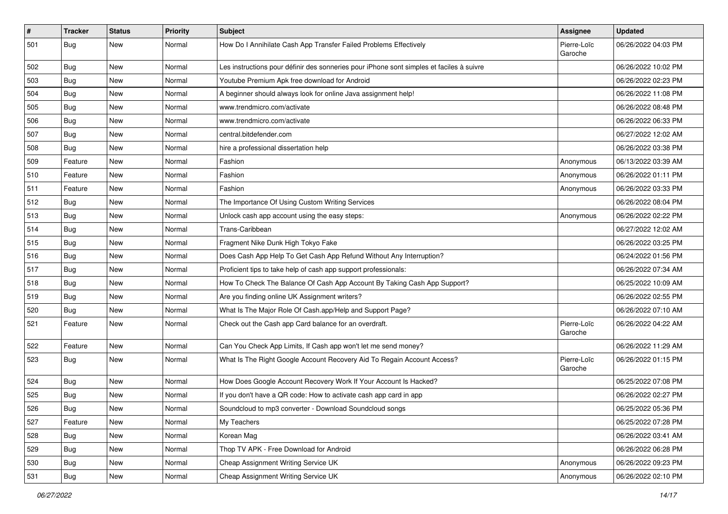| # | Tracker | Status | Priority | Subject | Assignee | Updated |
|---|---|---|---|---|---|---|
| 501 | Bug | New | Normal | How Do I Annihilate Cash App Transfer Failed Problems Effectively | Pierre-Loïc Garoche | 06/26/2022 04:03 PM |
| 502 | Bug | New | Normal | Les instructions pour définir des sonneries pour iPhone sont simples et faciles à suivre | | 06/26/2022 10:02 PM |
| 503 | Bug | New | Normal | Youtube Premium Apk free download for Android | | 06/26/2022 02:23 PM |
| 504 | Bug | New | Normal | A beginner should always look for online Java assignment help! | | 06/26/2022 11:08 PM |
| 505 | Bug | New | Normal | www.trendmicro.com/activate | | 06/26/2022 08:48 PM |
| 506 | Bug | New | Normal | www.trendmicro.com/activate | | 06/26/2022 06:33 PM |
| 507 | Bug | New | Normal | central.bitdefender.com | | 06/27/2022 12:02 AM |
| 508 | Bug | New | Normal | hire a professional dissertation help | | 06/26/2022 03:38 PM |
| 509 | Feature | New | Normal | Fashion | Anonymous | 06/13/2022 03:39 AM |
| 510 | Feature | New | Normal | Fashion | Anonymous | 06/26/2022 01:11 PM |
| 511 | Feature | New | Normal | Fashion | Anonymous | 06/26/2022 03:33 PM |
| 512 | Bug | New | Normal | The Importance Of Using Custom Writing Services | | 06/26/2022 08:04 PM |
| 513 | Bug | New | Normal | Unlock cash app account using the easy steps: | Anonymous | 06/26/2022 02:22 PM |
| 514 | Bug | New | Normal | Trans-Caribbean | | 06/27/2022 12:02 AM |
| 515 | Bug | New | Normal | Fragment Nike Dunk High Tokyo Fake | | 06/26/2022 03:25 PM |
| 516 | Bug | New | Normal | Does Cash App Help To Get Cash App Refund Without Any Interruption? | | 06/24/2022 01:56 PM |
| 517 | Bug | New | Normal | Proficient tips to take help of cash app support professionals: | | 06/26/2022 07:34 AM |
| 518 | Bug | New | Normal | How To Check The Balance Of Cash App Account By Taking Cash App Support? | | 06/25/2022 10:09 AM |
| 519 | Bug | New | Normal | Are you finding online UK Assignment writers? | | 06/26/2022 02:55 PM |
| 520 | Bug | New | Normal | What Is The Major Role Of Cash.app/Help and Support Page? | | 06/26/2022 07:10 AM |
| 521 | Feature | New | Normal | Check out the Cash app Card balance for an overdraft. | Pierre-Loïc Garoche | 06/26/2022 04:22 AM |
| 522 | Feature | New | Normal | Can You Check App Limits, If Cash app won't let me send money? | | 06/26/2022 11:29 AM |
| 523 | Bug | New | Normal | What Is The Right Google Account Recovery Aid To Regain Account Access? | Pierre-Loïc Garoche | 06/26/2022 01:15 PM |
| 524 | Bug | New | Normal | How Does Google Account Recovery Work If Your Account Is Hacked? | | 06/25/2022 07:08 PM |
| 525 | Bug | New | Normal | If you don't have a QR code: How to activate cash app card in app | | 06/26/2022 02:27 PM |
| 526 | Bug | New | Normal | Soundcloud to mp3 converter - Download Soundcloud songs | | 06/25/2022 05:36 PM |
| 527 | Feature | New | Normal | My Teachers | | 06/25/2022 07:28 PM |
| 528 | Bug | New | Normal | Korean Mag | | 06/26/2022 03:41 AM |
| 529 | Bug | New | Normal | Thop TV APK - Free Download for Android | | 06/26/2022 06:28 PM |
| 530 | Bug | New | Normal | Cheap Assignment Writing Service UK | Anonymous | 06/26/2022 09:23 PM |
| 531 | Bug | New | Normal | Cheap Assignment Writing Service UK | Anonymous | 06/26/2022 02:10 PM |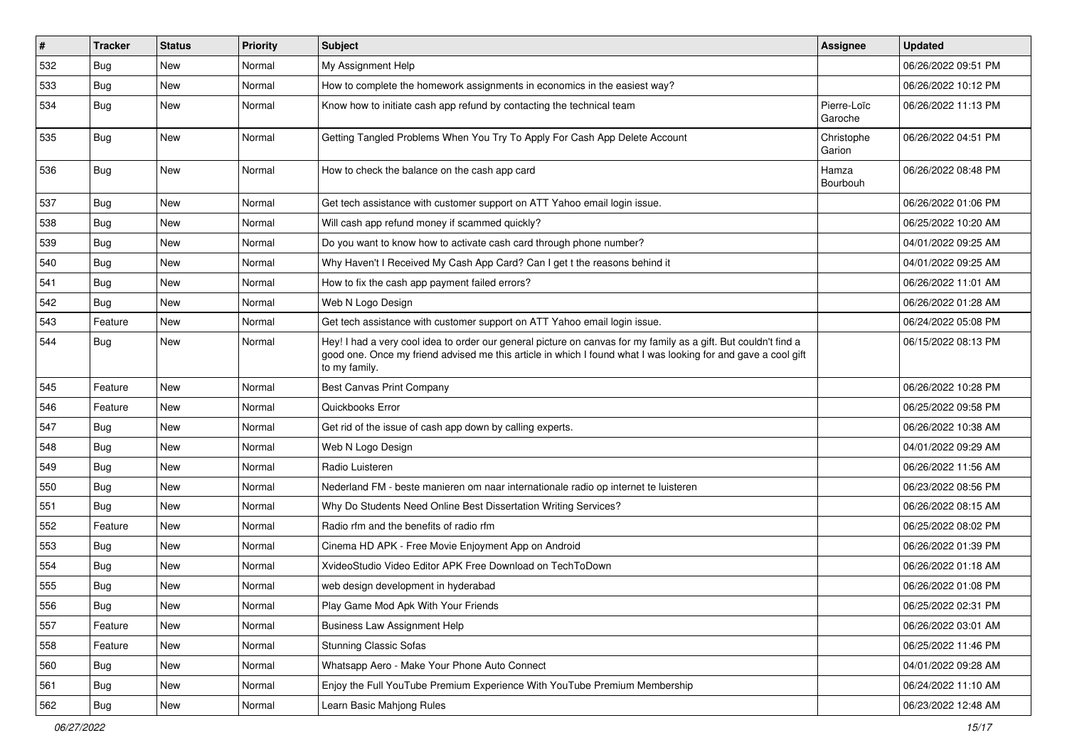| # | Tracker | Status | Priority | Subject | Assignee | Updated |
|---|---|---|---|---|---|---|
| 532 | Bug | New | Normal | My Assignment Help | | 06/26/2022 09:51 PM |
| 533 | Bug | New | Normal | How to complete the homework assignments in economics in the easiest way? | | 06/26/2022 10:12 PM |
| 534 | Bug | New | Normal | Know how to initiate cash app refund by contacting the technical team | Pierre-Loïc Garoche | 06/26/2022 11:13 PM |
| 535 | Bug | New | Normal | Getting Tangled Problems When You Try To Apply For Cash App Delete Account | Christophe Garion | 06/26/2022 04:51 PM |
| 536 | Bug | New | Normal | How to check the balance on the cash app card | Hamza Bourbouh | 06/26/2022 08:48 PM |
| 537 | Bug | New | Normal | Get tech assistance with customer support on ATT Yahoo email login issue. | | 06/26/2022 01:06 PM |
| 538 | Bug | New | Normal | Will cash app refund money if scammed quickly? | | 06/25/2022 10:20 AM |
| 539 | Bug | New | Normal | Do you want to know how to activate cash card through phone number? | | 04/01/2022 09:25 AM |
| 540 | Bug | New | Normal | Why Haven't I Received My Cash App Card? Can I get t the reasons behind it | | 04/01/2022 09:25 AM |
| 541 | Bug | New | Normal | How to fix the cash app payment failed errors? | | 06/26/2022 11:01 AM |
| 542 | Bug | New | Normal | Web N Logo Design | | 06/26/2022 01:28 AM |
| 543 | Feature | New | Normal | Get tech assistance with customer support on ATT Yahoo email login issue. | | 06/24/2022 05:08 PM |
| 544 | Bug | New | Normal | Hey! I had a very cool idea to order our general picture on canvas for my family as a gift. But couldn't find a good one. Once my friend advised me this article in which I found what I was looking for and gave a cool gift to my family. | | 06/15/2022 08:13 PM |
| 545 | Feature | New | Normal | Best Canvas Print Company | | 06/26/2022 10:28 PM |
| 546 | Feature | New | Normal | Quickbooks Error | | 06/25/2022 09:58 PM |
| 547 | Bug | New | Normal | Get rid of the issue of cash app down by calling experts. | | 06/26/2022 10:38 AM |
| 548 | Bug | New | Normal | Web N Logo Design | | 04/01/2022 09:29 AM |
| 549 | Bug | New | Normal | Radio Luisteren | | 06/26/2022 11:56 AM |
| 550 | Bug | New | Normal | Nederland FM - beste manieren om naar internationale radio op internet te luisteren | | 06/23/2022 08:56 PM |
| 551 | Bug | New | Normal | Why Do Students Need Online Best Dissertation Writing Services? | | 06/26/2022 08:15 AM |
| 552 | Feature | New | Normal | Radio rfm and the benefits of radio rfm | | 06/25/2022 08:02 PM |
| 553 | Bug | New | Normal | Cinema HD APK - Free Movie Enjoyment App on Android | | 06/26/2022 01:39 PM |
| 554 | Bug | New | Normal | XvideoStudio Video Editor APK Free Download on TechToDown | | 06/26/2022 01:18 AM |
| 555 | Bug | New | Normal | web design development in hyderabad | | 06/26/2022 01:08 PM |
| 556 | Bug | New | Normal | Play Game Mod Apk With Your Friends | | 06/25/2022 02:31 PM |
| 557 | Feature | New | Normal | Business Law Assignment Help | | 06/26/2022 03:01 AM |
| 558 | Feature | New | Normal | Stunning Classic Sofas | | 06/25/2022 11:46 PM |
| 560 | Bug | New | Normal | Whatsapp Aero - Make Your Phone Auto Connect | | 04/01/2022 09:28 AM |
| 561 | Bug | New | Normal | Enjoy the Full YouTube Premium Experience With YouTube Premium Membership | | 06/24/2022 11:10 AM |
| 562 | Bug | New | Normal | Learn Basic Mahjong Rules | | 06/23/2022 12:48 AM |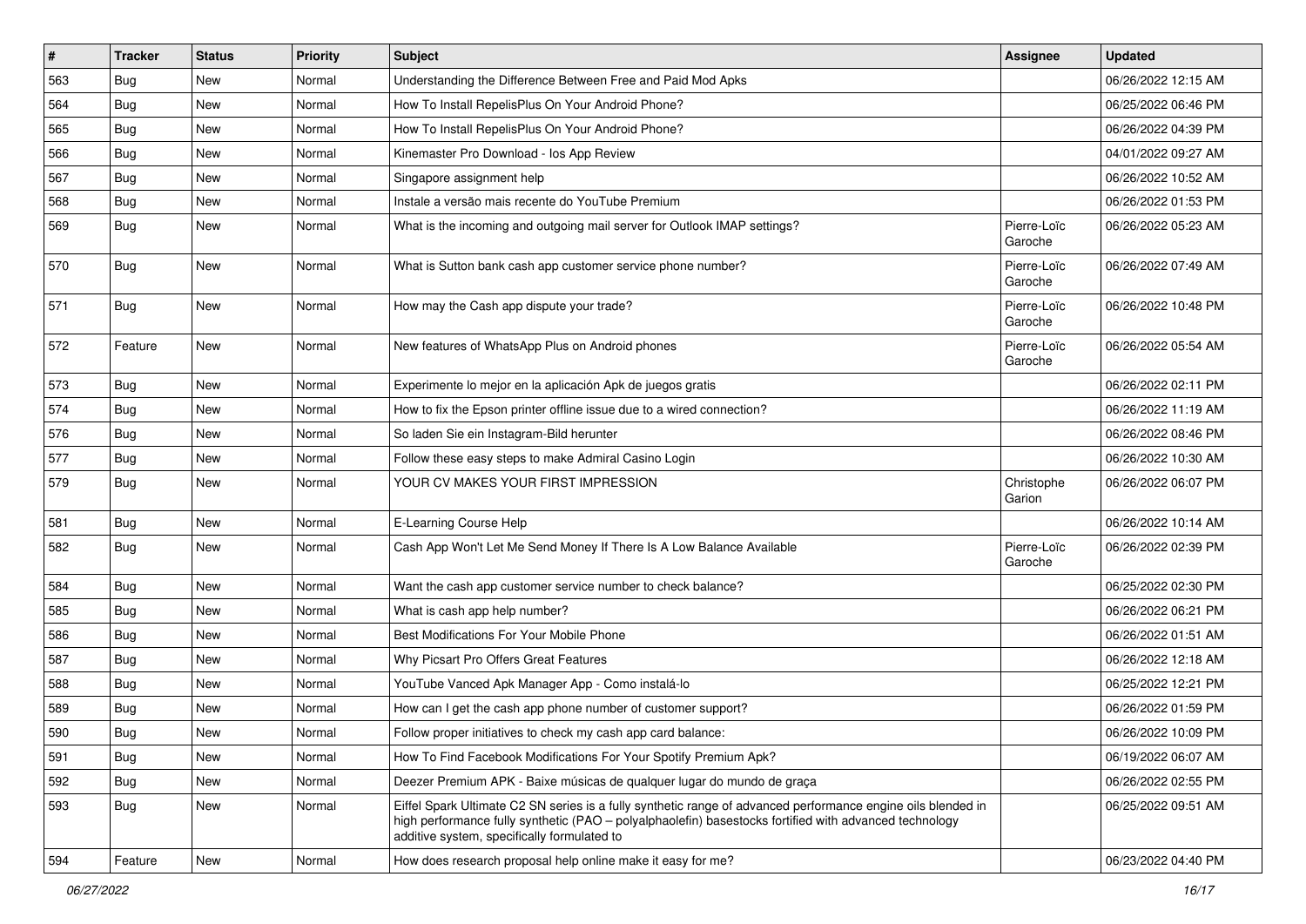| # | Tracker | Status | Priority | Subject | Assignee | Updated |
|---|---|---|---|---|---|---|
| 563 | Bug | New | Normal | Understanding the Difference Between Free and Paid Mod Apks | | 06/26/2022 12:15 AM |
| 564 | Bug | New | Normal | How To Install RepelisPlus On Your Android Phone? | | 06/25/2022 06:46 PM |
| 565 | Bug | New | Normal | How To Install RepelisPlus On Your Android Phone? | | 06/26/2022 04:39 PM |
| 566 | Bug | New | Normal | Kinemaster Pro Download - Ios App Review | | 04/01/2022 09:27 AM |
| 567 | Bug | New | Normal | Singapore assignment help | | 06/26/2022 10:52 AM |
| 568 | Bug | New | Normal | Instale a versão mais recente do YouTube Premium | | 06/26/2022 01:53 PM |
| 569 | Bug | New | Normal | What is the incoming and outgoing mail server for Outlook IMAP settings? | Pierre-Loïc Garoche | 06/26/2022 05:23 AM |
| 570 | Bug | New | Normal | What is Sutton bank cash app customer service phone number? | Pierre-Loïc Garoche | 06/26/2022 07:49 AM |
| 571 | Bug | New | Normal | How may the Cash app dispute your trade? | Pierre-Loïc Garoche | 06/26/2022 10:48 PM |
| 572 | Feature | New | Normal | New features of WhatsApp Plus on Android phones | Pierre-Loïc Garoche | 06/26/2022 05:54 AM |
| 573 | Bug | New | Normal | Experimente lo mejor en la aplicación Apk de juegos gratis | | 06/26/2022 02:11 PM |
| 574 | Bug | New | Normal | How to fix the Epson printer offline issue due to a wired connection? | | 06/26/2022 11:19 AM |
| 576 | Bug | New | Normal | So laden Sie ein Instagram-Bild herunter | | 06/26/2022 08:46 PM |
| 577 | Bug | New | Normal | Follow these easy steps to make Admiral Casino Login | | 06/26/2022 10:30 AM |
| 579 | Bug | New | Normal | YOUR CV MAKES YOUR FIRST IMPRESSION | Christophe Garion | 06/26/2022 06:07 PM |
| 581 | Bug | New | Normal | E-Learning Course Help | | 06/26/2022 10:14 AM |
| 582 | Bug | New | Normal | Cash App Won't Let Me Send Money If There Is A Low Balance Available | Pierre-Loïc Garoche | 06/26/2022 02:39 PM |
| 584 | Bug | New | Normal | Want the cash app customer service number to check balance? | | 06/25/2022 02:30 PM |
| 585 | Bug | New | Normal | What is cash app help number? | | 06/26/2022 06:21 PM |
| 586 | Bug | New | Normal | Best Modifications For Your Mobile Phone | | 06/26/2022 01:51 AM |
| 587 | Bug | New | Normal | Why Picsart Pro Offers Great Features | | 06/26/2022 12:18 AM |
| 588 | Bug | New | Normal | YouTube Vanced Apk Manager App - Como instalá-lo | | 06/25/2022 12:21 PM |
| 589 | Bug | New | Normal | How can I get the cash app phone number of customer support? | | 06/26/2022 01:59 PM |
| 590 | Bug | New | Normal | Follow proper initiatives to check my cash app card balance: | | 06/26/2022 10:09 PM |
| 591 | Bug | New | Normal | How To Find Facebook Modifications For Your Spotify Premium Apk? | | 06/19/2022 06:07 AM |
| 592 | Bug | New | Normal | Deezer Premium APK - Baixe músicas de qualquer lugar do mundo de graça | | 06/26/2022 02:55 PM |
| 593 | Bug | New | Normal | Eiffel Spark Ultimate C2 SN series is a fully synthetic range of advanced performance engine oils blended in high performance fully synthetic (PAO – polyalphaolefin) basestocks fortified with advanced technology additive system, specifically formulated to | | 06/25/2022 09:51 AM |
| 594 | Feature | New | Normal | How does research proposal help online make it easy for me? | | 06/23/2022 04:40 PM |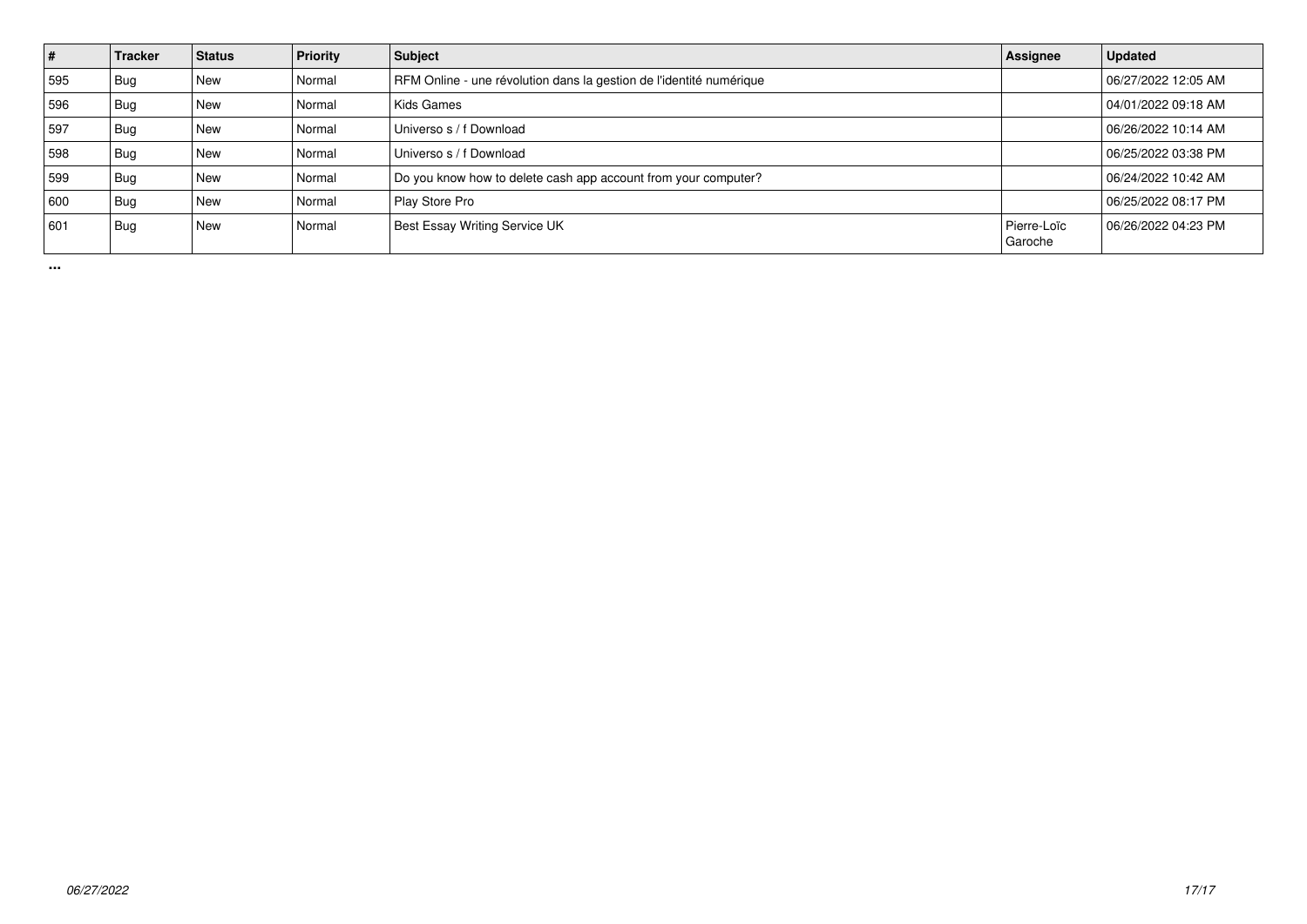| # | Tracker | Status | Priority | Subject | Assignee | Updated |
|---|---|---|---|---|---|---|
| 595 | Bug | New | Normal | RFM Online - une révolution dans la gestion de l'identité numérique | | 06/27/2022 12:05 AM |
| 596 | Bug | New | Normal | Kids Games | | 04/01/2022 09:18 AM |
| 597 | Bug | New | Normal | Universo s / f Download | | 06/26/2022 10:14 AM |
| 598 | Bug | New | Normal | Universo s / f Download | | 06/25/2022 03:38 PM |
| 599 | Bug | New | Normal | Do you know how to delete cash app account from your computer? | | 06/24/2022 10:42 AM |
| 600 | Bug | New | Normal | Play Store Pro | | 06/25/2022 08:17 PM |
| 601 | Bug | New | Normal | Best Essay Writing Service UK | Pierre-Loïc Garoche | 06/26/2022 04:23 PM |

...